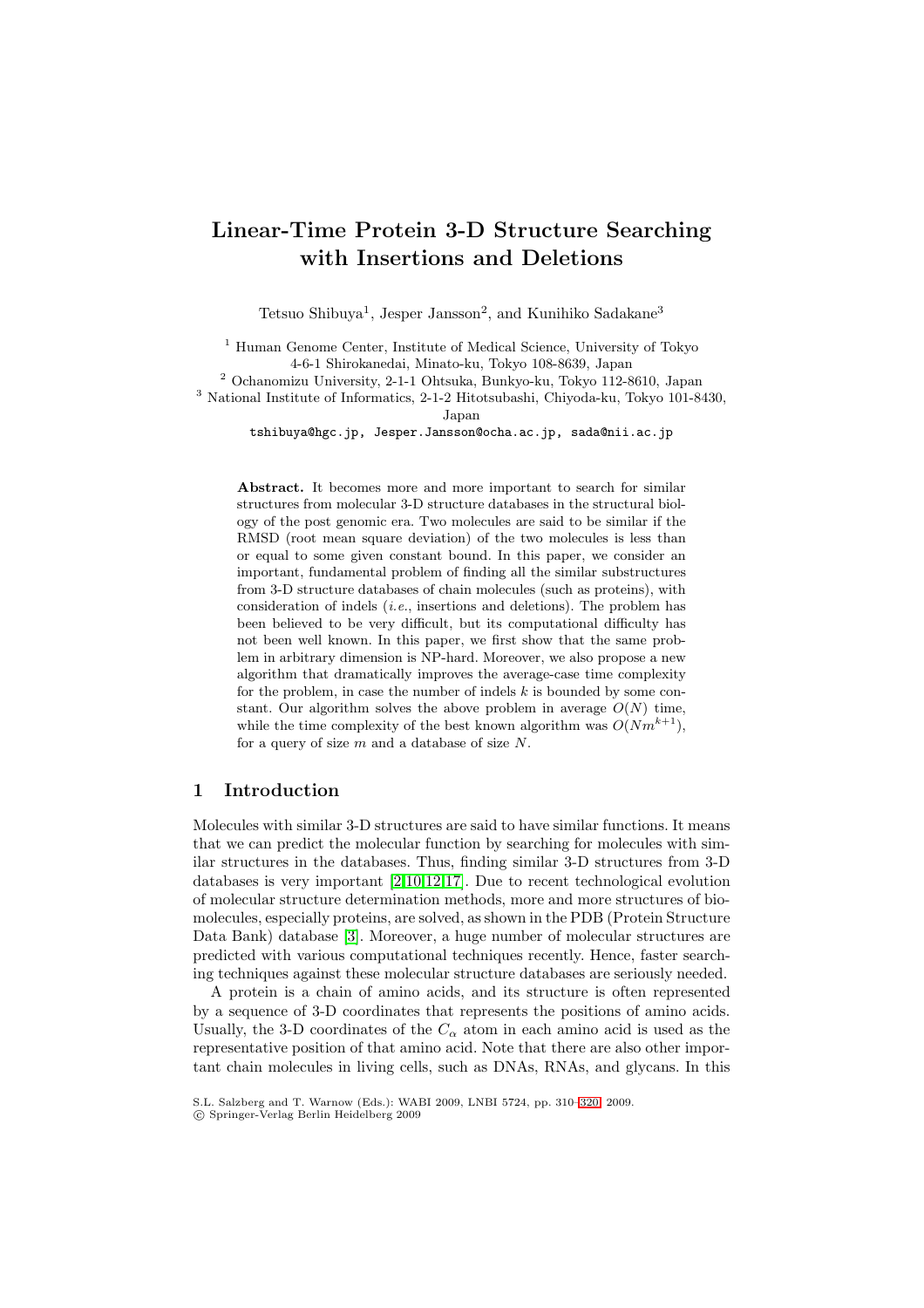# Linear-Time Protein 3-D Structure Searching with Insertions and Deletions

Tetsuo Shibuya[1], Jesper Jansson[2], and Kunihiko Sadakane[3]

[1] Human Genome Center, Institute of Medical Science, University of Tokyo
4-6-1 Shirokanedai, Minato-ku, Tokyo 108-8639, Japan

[2] Ochanomizu University, 2-1-1 Ohtsuka, Bunkyo-ku, Tokyo 112-8610, Japan

[3] National Institute of Informatics, 2-1-2 Hitotsubashi, Chiyoda-ku, Tokyo 101-8430, Japan

tshibuya@hgc.jp, Jesper.Jansson@ocha.ac.jp, sada@nii.ac.jp

**Abstract.** It becomes more and more important to search for similar structures from molecular 3-D structure databases in the structural biology of the post genomic era. Two molecules are said to be similar if the RMSD (root mean square deviation) of the two molecules is less than or equal to some given constant bound. In this paper, we consider an important, fundamental problem of finding all the similar substructures from 3-D structure databases of chain molecules (such as proteins), with consideration of indels (*i.e.*, insertions and deletions). The problem has been believed to be very difficult, but its computational difficulty has not been well known. In this paper, we first show that the same problem in arbitrary dimension is NP-hard. Moreover, we also propose a new algorithm that dramatically improves the average-case time complexity for the problem, in case the number of indels $k$ is bounded by some constant. Our algorithm solves the above problem in average $O(N)$ time, while the time complexity of the best known algorithm was $O(Nm^{k+1})$, for a query of size $m$ and a database of size $N$.

## 1 Introduction

Molecules with similar 3-D structures are said to have similar functions. It means that we can predict the molecular function by searching for molecules with similar structures in the databases. Thus, finding similar 3-D structures from 3-D databases is very important [2,10,12,17]. Due to recent technological evolution of molecular structure determination methods, more and more structures of biomolecules, especially proteins, are solved, as shown in the PDB (Protein Structure Data Bank) database [3]. Moreover, a huge number of molecular structures are predicted with various computational techniques recently. Hence, faster searching techniques against these molecular structure databases are seriously needed.

A protein is a chain of amino acids, and its structure is often represented by a sequence of 3-D coordinates that represents the positions of amino acids. Usually, the 3-D coordinates of the $C_\alpha$ atom in each amino acid is used as the representative position of that amino acid. Note that there are also other important chain molecules in living cells, such as DNAs, RNAs, and glycans. In this

S.L. Salzberg and T. Warnow (Eds.): WABI 2009, LNBI 5724, pp. 310–320, 2009.
© Springer-Verlag Berlin Heidelberg 2009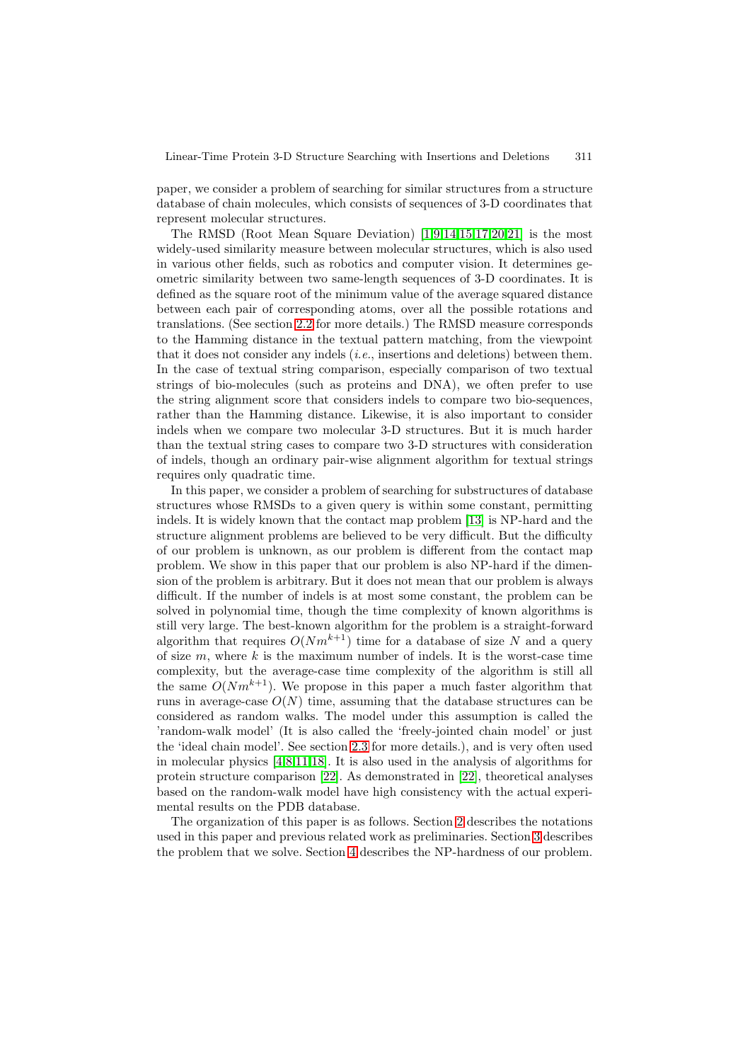paper, we consider a problem of searching for similar structures from a structure database of chain molecules, which consists of sequences of 3-D coordinates that represent molecular structures.

The RMSD (Root Mean Square Deviation) [1,9,14,15,17,20,21] is the most widely-used similarity measure between molecular structures, which is also used in various other fields, such as robotics and computer vision. It determines geometric similarity between two same-length sequences of 3-D coordinates. It is defined as the square root of the minimum value of the average squared distance between each pair of corresponding atoms, over all the possible rotations and translations. (See section 2.2 for more details.) The RMSD measure corresponds to the Hamming distance in the textual pattern matching, from the viewpoint that it does not consider any indels (*i.e.*, insertions and deletions) between them. In the case of textual string comparison, especially comparison of two textual strings of bio-molecules (such as proteins and DNA), we often prefer to use the string alignment score that considers indels to compare two bio-sequences, rather than the Hamming distance. Likewise, it is also important to consider indels when we compare two molecular 3-D structures. But it is much harder than the textual string cases to compare two 3-D structures with consideration of indels, though an ordinary pair-wise alignment algorithm for textual strings requires only quadratic time.

In this paper, we consider a problem of searching for substructures of database structures whose RMSDs to a given query is within some constant, permitting indels. It is widely known that the contact map problem [13] is NP-hard and the structure alignment problems are believed to be very difficult. But the difficulty of our problem is unknown, as our problem is different from the contact map problem. We show in this paper that our problem is also NP-hard if the dimension of the problem is arbitrary. But it does not mean that our problem is always difficult. If the number of indels is at most some constant, the problem can be solved in polynomial time, though the time complexity of known algorithms is still very large. The best-known algorithm for the problem is a straight-forward algorithm that requires $O(Nm^{k+1})$ time for a database of size $N$ and a query of size $m$, where $k$ is the maximum number of indels. It is the worst-case time complexity, but the average-case time complexity of the algorithm is still all the same $O(Nm^{k+1})$. We propose in this paper a much faster algorithm that runs in average-case $O(N)$ time, assuming that the database structures can be considered as random walks. The model under this assumption is called the 'random-walk model' (It is also called the 'freely-jointed chain model' or just the 'ideal chain model'. See section 2.3 for more details.), and is very often used in molecular physics [4,8,11,18]. It is also used in the analysis of algorithms for protein structure comparison [22]. As demonstrated in [22], theoretical analyses based on the random-walk model have high consistency with the actual experimental results on the PDB database.

The organization of this paper is as follows. Section 2 describes the notations used in this paper and previous related work as preliminaries. Section 3 describes the problem that we solve. Section 4 describes the NP-hardness of our problem.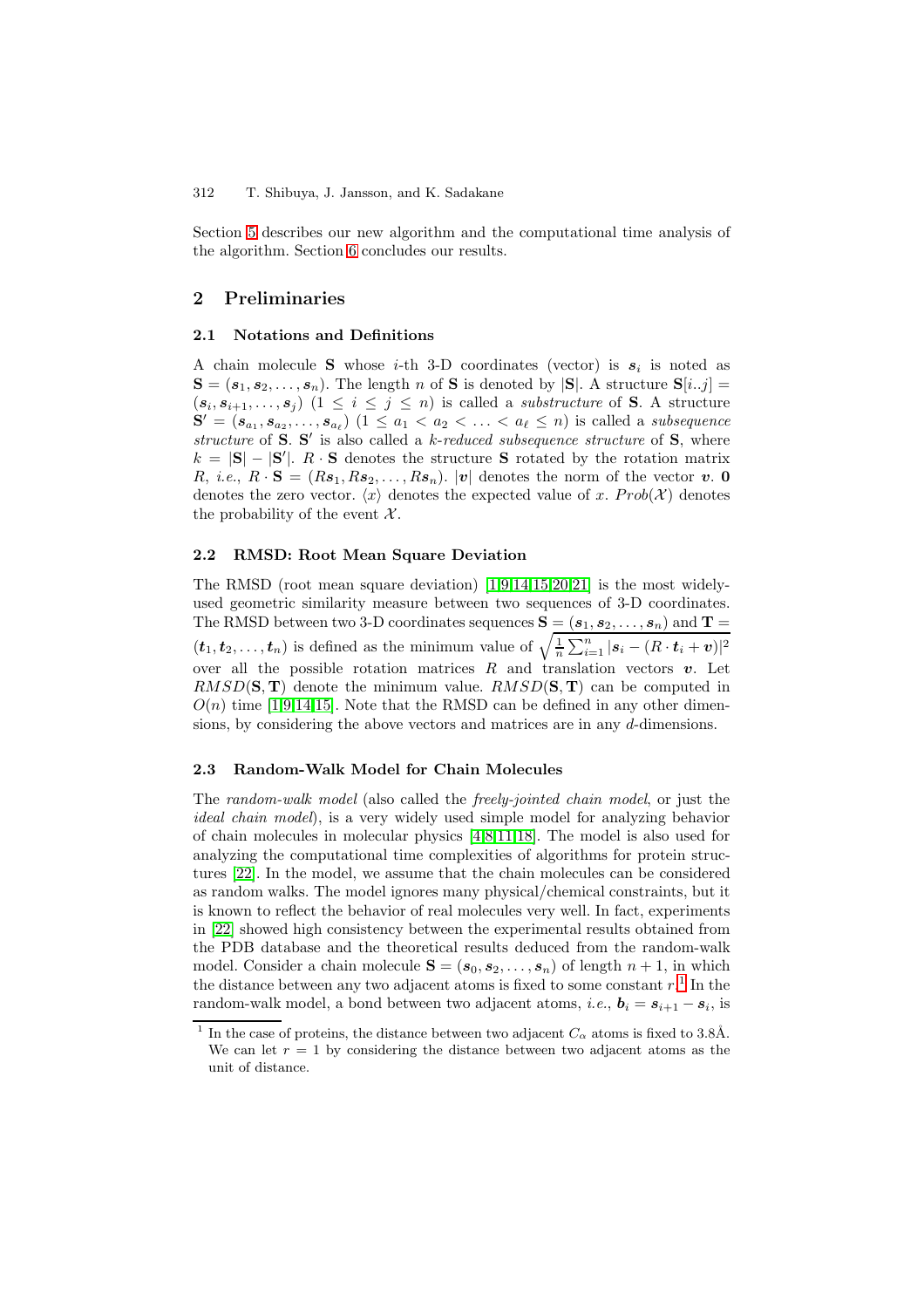Section 5 describes our new algorithm and the computational time analysis of the algorithm. Section 6 concludes our results.

## 2 Preliminaries

### 2.1 Notations and Definitions

A chain molecule $\mathbf{S}$ whose $i$-th 3-D coordinates (vector) is $\boldsymbol{s}_i$ is noted as $\mathbf{S} = (\boldsymbol{s}_1, \boldsymbol{s}_2, \ldots, \boldsymbol{s}_n)$. The length $n$ of $\mathbf{S}$ is denoted by $|\mathbf{S}|$. A structure $\mathbf{S}[i..j] = (\boldsymbol{s}_i, \boldsymbol{s}_{i+1}, \ldots, \boldsymbol{s}_j)$ $(1 \leq i \leq j \leq n)$ is called a *substructure* of $\mathbf{S}$. A structure $\mathbf{S}' = (\boldsymbol{s}_{a_1}, \boldsymbol{s}_{a_2}, \ldots, \boldsymbol{s}_{a_\ell})$ $(1 \leq a_1 < a_2 < \ldots < a_\ell \leq n)$ is called a *subsequence structure* of $\mathbf{S}$. $\mathbf{S}'$ is also called a *k-reduced subsequence structure* of $\mathbf{S}$, where $k = |\mathbf{S}| - |\mathbf{S}'|$. $R \cdot \mathbf{S}$ denotes the structure $\mathbf{S}$ rotated by the rotation matrix $R$, *i.e.*, $R \cdot \mathbf{S} = (R\boldsymbol{s}_1, R\boldsymbol{s}_2, \ldots, R\boldsymbol{s}_n)$. $|\boldsymbol{v}|$ denotes the norm of the vector $\boldsymbol{v}$. $\mathbf{0}$ denotes the zero vector. $\langle x \rangle$ denotes the expected value of $x$. $Prob(\mathcal{X})$ denotes the probability of the event $\mathcal{X}$.

### 2.2 RMSD: Root Mean Square Deviation

The RMSD (root mean square deviation) [1,9,14,15,20,21] is the most widely-used geometric similarity measure between two sequences of 3-D coordinates. The RMSD between two 3-D coordinates sequences $\mathbf{S} = (\boldsymbol{s}_1, \boldsymbol{s}_2, \ldots, \boldsymbol{s}_n)$ and $\mathbf{T} = (\boldsymbol{t}_1, \boldsymbol{t}_2, \ldots, \boldsymbol{t}_n)$ is defined as the minimum value of $\sqrt{\frac{1}{n}\sum_{i=1}^{n} |\boldsymbol{s}_i - (R \cdot \boldsymbol{t}_i + \boldsymbol{v})|^2}$ over all the possible rotation matrices $R$ and translation vectors $\boldsymbol{v}$. Let $RMSD(\mathbf{S}, \mathbf{T})$ denote the minimum value. $RMSD(\mathbf{S}, \mathbf{T})$ can be computed in $O(n)$ time [1,9,14,15]. Note that the RMSD can be defined in any other dimensions, by considering the above vectors and matrices are in any $d$-dimensions.

### 2.3 Random-Walk Model for Chain Molecules

The *random-walk model* (also called the *freely-jointed chain model*, or just the *ideal chain model*), is a very widely used simple model for analyzing behavior of chain molecules in molecular physics [4,8,11,18]. The model is also used for analyzing the computational time complexities of algorithms for protein structures [22]. In the model, we assume that the chain molecules can be considered as random walks. The model ignores many physical/chemical constraints, but it is known to reflect the behavior of real molecules very well. In fact, experiments in [22] showed high consistency between the experimental results obtained from the PDB database and the theoretical results deduced from the random-walk model. Consider a chain molecule $\mathbf{S} = (\boldsymbol{s}_0, \boldsymbol{s}_2, \ldots, \boldsymbol{s}_n)$ of length $n+1$, in which the distance between any two adjacent atoms is fixed to some constant $r$.[1] In the random-walk model, a bond between two adjacent atoms, *i.e.*, $\boldsymbol{b}_i = \boldsymbol{s}_{i+1} - \boldsymbol{s}_i$, is

[1] In the case of proteins, the distance between two adjacent $C_\alpha$ atoms is fixed to 3.8Å. We can let $r = 1$ by considering the distance between two adjacent atoms as the unit of distance.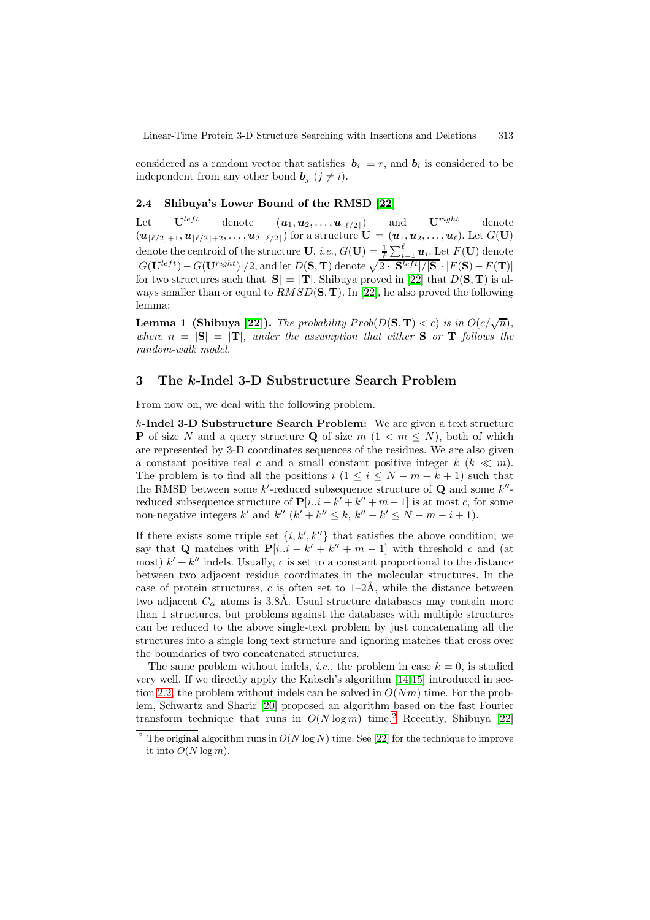considered as a random vector that satisfies $|\boldsymbol{b}_i| = r$, and $\boldsymbol{b}_i$ is considered to be independent from any other bond $\boldsymbol{b}_j$ $(j \neq i)$.

### 2.4 Shibuya's Lower Bound of the RMSD [22]

Let $\mathbf{U}^{left}$ denote $(\boldsymbol{u}_1, \boldsymbol{u}_2, \ldots, \boldsymbol{u}_{\lfloor \ell/2 \rfloor})$ and $\mathbf{U}^{right}$ denote $(\boldsymbol{u}_{\lfloor \ell/2 \rfloor+1}, \boldsymbol{u}_{\lfloor \ell/2 \rfloor+2}, \ldots, \boldsymbol{u}_{2 \cdot \lfloor \ell/2 \rfloor})$ for a structure $\mathbf{U} = (\boldsymbol{u}_1, \boldsymbol{u}_2, \ldots, \boldsymbol{u}_\ell)$. Let $G(\mathbf{U})$ denote the centroid of the structure $\mathbf{U}$, *i.e.*, $G(\mathbf{U}) = \frac{1}{\ell}\sum_{i=1}^{\ell} \boldsymbol{u}_i$. Let $F(\mathbf{U})$ denote $|G(\mathbf{U}^{left}) - G(\mathbf{U}^{right})|/2$, and let $D(\mathbf{S}, \mathbf{T})$ denote $\sqrt{2 \cdot |\mathbf{S}^{left}|/|\mathbf{S}|} \cdot |F(\mathbf{S}) - F(\mathbf{T})|$ for two structures such that $|\mathbf{S}| = |\mathbf{T}|$. Shibuya proved in [22] that $D(\mathbf{S}, \mathbf{T})$ is always smaller than or equal to $RMSD(\mathbf{S}, \mathbf{T})$. In [22], he also proved the following lemma:

**Lemma 1 (Shibuya [22]).** *The probability $Prob(D(\mathbf{S}, \mathbf{T}) < c)$ is in $O(c/\sqrt{n})$, where $n = |\mathbf{S}| = |\mathbf{T}|$, under the assumption that either $\mathbf{S}$ or $\mathbf{T}$ follows the random-walk model.*

## 3 The $k$-Indel 3-D Substructure Search Problem

From now on, we deal with the following problem.

**$k$-Indel 3-D Substructure Search Problem:** We are given a text structure $\mathbf{P}$ of size $N$ and a query structure $\mathbf{Q}$ of size $m$ $(1 < m \leq N)$, both of which are represented by 3-D coordinates sequences of the residues. We are also given a constant positive real $c$ and a small constant positive integer $k$ $(k \ll m)$. The problem is to find all the positions $i$ $(1 \leq i \leq N - m + k + 1)$ such that the RMSD between some $k'$-reduced subsequence structure of $\mathbf{Q}$ and some $k''$-reduced subsequence structure of $\mathbf{P}[i..i - k' + k'' + m - 1]$ is at most $c$, for some non-negative integers $k'$ and $k''$ $(k' + k'' \leq k$, $k'' - k' \leq N - m - i + 1)$.

If there exists some triple set $\{i, k', k''\}$ that satisfies the above condition, we say that $\mathbf{Q}$ matches with $\mathbf{P}[i..i - k' + k'' + m - 1]$ with threshold $c$ and (at most) $k' + k''$ indels. Usually, $c$ is set to a constant proportional to the distance between two adjacent residue coordinates in the molecular structures. In the case of protein structures, $c$ is often set to 1–2Å, while the distance between two adjacent $C_\alpha$ atoms is 3.8Å. Usual structure databases may contain more than 1 structures, but problems against the databases with multiple structures can be reduced to the above single-text problem by just concatenating all the structures into a single long text structure and ignoring matches that cross over the boundaries of two concatenated structures.

The same problem without indels, *i.e.*, the problem in case $k = 0$, is studied very well. If we directly apply the Kabsch's algorithm [14,15] introduced in section 2.2, the problem without indels can be solved in $O(Nm)$ time. For the problem, Schwartz and Sharir [20] proposed an algorithm based on the fast Fourier transform technique that runs in $O(N \log m)$ time.[2] Recently, Shibuya [22]

[2] The original algorithm runs in $O(N \log N)$ time. See [22] for the technique to improve it into $O(N \log m)$.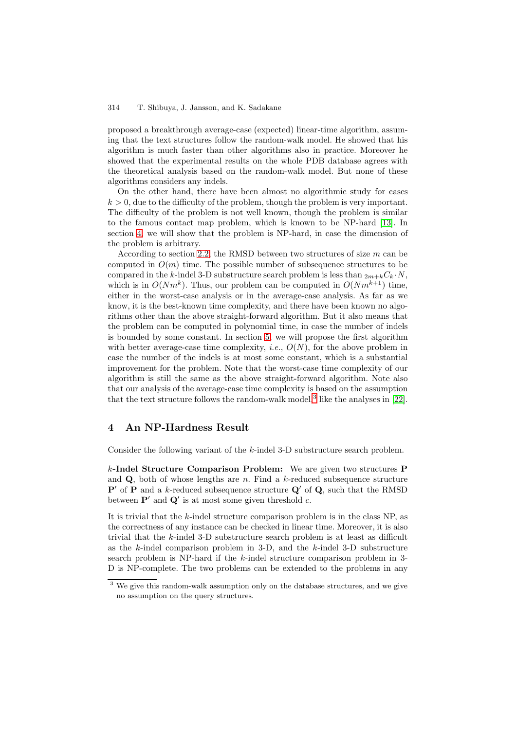proposed a breakthrough average-case (expected) linear-time algorithm, assuming that the text structures follow the random-walk model. He showed that his algorithm is much faster than other algorithms also in practice. Moreover he showed that the experimental results on the whole PDB database agrees with the theoretical analysis based on the random-walk model. But none of these algorithms considers any indels.

On the other hand, there have been almost no algorithmic study for cases $k > 0$, due to the difficulty of the problem, though the problem is very important. The difficulty of the problem is not well known, though the problem is similar to the famous contact map problem, which is known to be NP-hard [13]. In section 4, we will show that the problem is NP-hard, in case the dimension of the problem is arbitrary.

According to section 2.2, the RMSD between two structures of size $m$ can be computed in $O(m)$ time. The possible number of subsequence structures to be compared in the $k$-indel 3-D substructure search problem is less than ${}_{2m+k}C_k \cdot N$, which is in $O(Nm^k)$. Thus, our problem can be computed in $O(Nm^{k+1})$ time, either in the worst-case analysis or in the average-case analysis. As far as we know, it is the best-known time complexity, and there have been known no algorithms other than the above straight-forward algorithm. But it also means that the problem can be computed in polynomial time, in case the number of indels is bounded by some constant. In section 5, we will propose the first algorithm with better average-case time complexity, *i.e.*, $O(N)$, for the above problem in case the number of the indels is at most some constant, which is a substantial improvement for the problem. Note that the worst-case time complexity of our algorithm is still the same as the above straight-forward algorithm. Note also that our analysis of the average-case time complexity is based on the assumption that the text structure follows the random-walk model[3] like the analyses in [22].

## 4 An NP-Hardness Result

Consider the following variant of the $k$-indel 3-D substructure search problem.

**$k$-Indel Structure Comparison Problem:** We are given two structures $\mathbf{P}$ and $\mathbf{Q}$, both of whose lengths are $n$. Find a $k$-reduced subsequence structure $\mathbf{P}'$ of $\mathbf{P}$ and a $k$-reduced subsequence structure $\mathbf{Q}'$ of $\mathbf{Q}$, such that the RMSD between $\mathbf{P}'$ and $\mathbf{Q}'$ is at most some given threshold $c$.

It is trivial that the $k$-indel structure comparison problem is in the class NP, as the correctness of any instance can be checked in linear time. Moreover, it is also trivial that the $k$-indel 3-D substructure search problem is at least as difficult as the $k$-indel comparison problem in 3-D, and the $k$-indel 3-D substructure search problem is NP-hard if the $k$-indel structure comparison problem in 3-D is NP-complete. The two problems can be extended to the problems in any

[3] We give this random-walk assumption only on the database structures, and we give no assumption on the query structures.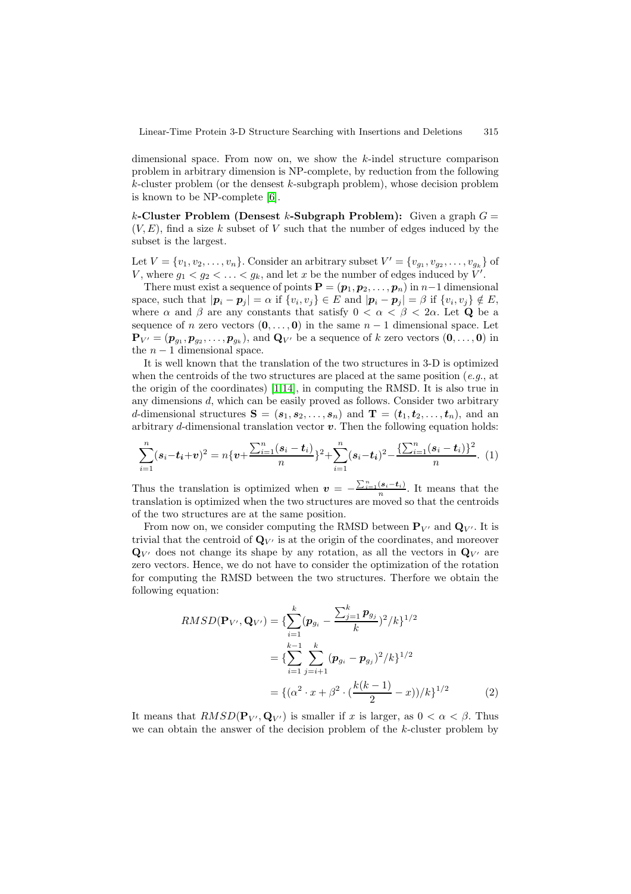dimensional space. From now on, we show the $k$-indel structure comparison problem in arbitrary dimension is NP-complete, by reduction from the following $k$-cluster problem (or the densest $k$-subgraph problem), whose decision problem is known to be NP-complete [6].

**$k$-Cluster Problem (Densest $k$-Subgraph Problem):** Given a graph $G = (V, E)$, find a size $k$ subset of $V$ such that the number of edges induced by the subset is the largest.

Let $V = \{v_1, v_2, \ldots, v_n\}$. Consider an arbitrary subset $V' = \{v_{g_1}, v_{g_2}, \ldots, v_{g_k}\}$ of $V$, where $g_1 < g_2 < \ldots < g_k$, and let $x$ be the number of edges induced by $V'$.

There must exist a sequence of points $\mathbf{P} = (\boldsymbol{p}_1, \boldsymbol{p}_2, \ldots, \boldsymbol{p}_n)$ in $n-1$ dimensional space, such that $|\boldsymbol{p}_i - \boldsymbol{p}_j| = \alpha$ if $\{v_i, v_j\} \in E$ and $|\boldsymbol{p}_i - \boldsymbol{p}_j| = \beta$ if $\{v_i, v_j\} \notin E$, where $\alpha$ and $\beta$ are any constants that satisfy $0 < \alpha < \beta < 2\alpha$. Let $\mathbf{Q}$ be a sequence of $n$ zero vectors $(\mathbf{0}, \ldots, \mathbf{0})$ in the same $n-1$ dimensional space. Let $\mathbf{P}_{V'} = (\boldsymbol{p}_{g_1}, \boldsymbol{p}_{g_2}, \ldots, \boldsymbol{p}_{g_k})$, and $\mathbf{Q}_{V'}$ be a sequence of $k$ zero vectors $(\mathbf{0}, \ldots, \mathbf{0})$ in the $n-1$ dimensional space.

It is well known that the translation of the two structures in 3-D is optimized when the centroids of the two structures are placed at the same position (*e.g.*, at the origin of the coordinates) [1,14], in computing the RMSD. It is also true in any dimensions $d$, which can be easily proved as follows. Consider two arbitrary $d$-dimensional structures $\mathbf{S} = (\boldsymbol{s}_1, \boldsymbol{s}_2, \ldots, \boldsymbol{s}_n)$ and $\mathbf{T} = (\boldsymbol{t}_1, \boldsymbol{t}_2, \ldots, \boldsymbol{t}_n)$, and an arbitrary $d$-dimensional translation vector $\boldsymbol{v}$. Then the following equation holds:

$$\sum_{i=1}^{n}(\boldsymbol{s}_i - \boldsymbol{t}_i + \boldsymbol{v})^2 = n\{\boldsymbol{v} + \frac{\sum_{i=1}^{n}(\boldsymbol{s}_i - \boldsymbol{t}_i)}{n}\}^2 + \sum_{i=1}^{n}(\boldsymbol{s}_i - \boldsymbol{t}_i)^2 - \frac{\{\sum_{i=1}^{n}(\boldsymbol{s}_i - \boldsymbol{t}_i)\}^2}{n}. \quad (1)$$

Thus the translation is optimized when $\boldsymbol{v} = -\frac{\sum_{i=1}^{n}(\boldsymbol{s}_i - \boldsymbol{t}_i)}{n}$. It means that the translation is optimized when the two structures are moved so that the centroids of the two structures are at the same position.

From now on, we consider computing the RMSD between $\mathbf{P}_{V'}$ and $\mathbf{Q}_{V'}$. It is trivial that the centroid of $\mathbf{Q}_{V'}$ is at the origin of the coordinates, and moreover $\mathbf{Q}_{V'}$ does not change its shape by any rotation, as all the vectors in $\mathbf{Q}_{V'}$ are zero vectors. Hence, we do not have to consider the optimization of the rotation for computing the RMSD between the two structures. Therfore we obtain the following equation:

$$\begin{aligned} RMSD(\mathbf{P}_{V'}, \mathbf{Q}_{V'}) &= \{\sum_{i=1}^{k}(\boldsymbol{p}_{g_i} - \frac{\sum_{j=1}^{k}\boldsymbol{p}_{g_j}}{k})^2/k\}^{1/2} \\ &= \{\sum_{i=1}^{k-1}\sum_{j=i+1}^{k}(\boldsymbol{p}_{g_i} - \boldsymbol{p}_{g_j})^2/k\}^{1/2} \\ &= \{(\alpha^2 \cdot x + \beta^2 \cdot (\frac{k(k-1)}{2} - x))/k\}^{1/2} \end{aligned} \quad (2)$$

It means that $RMSD(\mathbf{P}_{V'}, \mathbf{Q}_{V'})$ is smaller if $x$ is larger, as $0 < \alpha < \beta$. Thus we can obtain the answer of the decision problem of the $k$-cluster problem by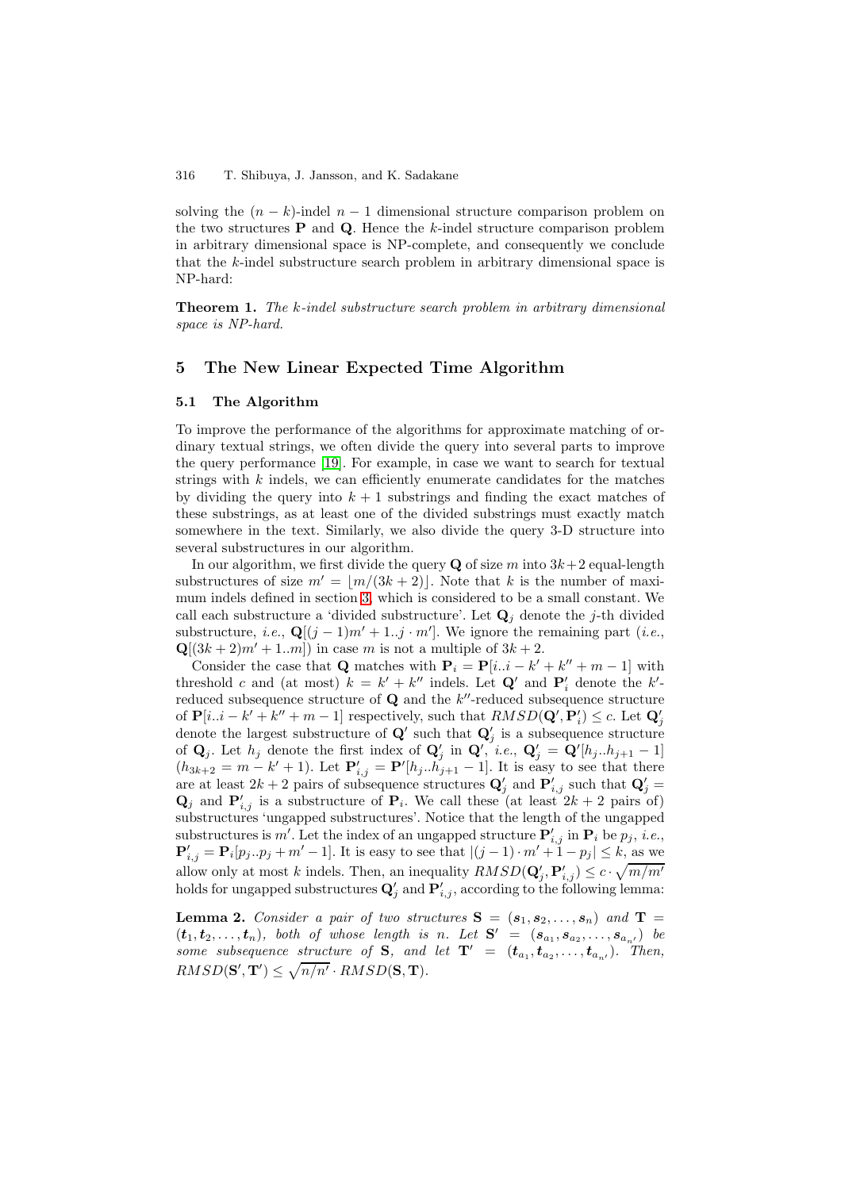solving the $(n-k)$-indel $n-1$ dimensional structure comparison problem on the two structures $\mathbf{P}$ and $\mathbf{Q}$. Hence the $k$-indel structure comparison problem in arbitrary dimensional space is NP-complete, and consequently we conclude that the $k$-indel substructure search problem in arbitrary dimensional space is NP-hard:

**Theorem 1.** *The k-indel substructure search problem in arbitrary dimensional space is NP-hard.*

## 5 The New Linear Expected Time Algorithm

### 5.1 The Algorithm

To improve the performance of the algorithms for approximate matching of ordinary textual strings, we often divide the query into several parts to improve the query performance [19]. For example, in case we want to search for textual strings with $k$ indels, we can efficiently enumerate candidates for the matches by dividing the query into $k+1$ substrings and finding the exact matches of these substrings, as at least one of the divided substrings must exactly match somewhere in the text. Similarly, we also divide the query 3-D structure into several substructures in our algorithm.

In our algorithm, we first divide the query $\mathbf{Q}$ of size $m$ into $3k+2$ equal-length substructures of size $m' = \lfloor m/(3k+2) \rfloor$. Note that $k$ is the number of maximum indels defined in section 3, which is considered to be a small constant. We call each substructure a 'divided substructure'. Let $\mathbf{Q}_j$ denote the $j$-th divided substructure, *i.e.*, $\mathbf{Q}[(j-1)m'+1..j \cdot m']$. We ignore the remaining part (*i.e.*, $\mathbf{Q}[(3k+2)m'+1..m]$) in case $m$ is not a multiple of $3k+2$.

Consider the case that $\mathbf{Q}$ matches with $\mathbf{P}_i = \mathbf{P}[i..i-k'+k''+m-1]$ with threshold $c$ and (at most) $k = k'+k''$ indels. Let $\mathbf{Q}'$ and $\mathbf{P}'_i$ denote the $k'$-reduced subsequence structure of $\mathbf{Q}$ and the $k''$-reduced subsequence structure of $\mathbf{P}[i..i-k'+k''+m-1]$ respectively, such that $RMSD(\mathbf{Q}', \mathbf{P}'_i) \le c$. Let $\mathbf{Q}'_j$ denote the largest substructure of $\mathbf{Q}'$ such that $\mathbf{Q}'_j$ is a subsequence structure of $\mathbf{Q}_j$. Let $h_j$ denote the first index of $\mathbf{Q}'_j$ in $\mathbf{Q}'$, *i.e.*, $\mathbf{Q}'_j = \mathbf{Q}'[h_j..h_{j+1}-1]$ ($h_{3k+2} = m-k'+1$). Let $\mathbf{P}'_{i,j} = \mathbf{P}'[h_j..h_{j+1}-1]$. It is easy to see that there are at least $2k+2$ pairs of subsequence structures $\mathbf{Q}'_j$ and $\mathbf{P}'_{i,j}$ such that $\mathbf{Q}'_j = \mathbf{Q}_j$ and $\mathbf{P}'_{i,j}$ is a substructure of $\mathbf{P}_i$. We call these (at least $2k+2$ pairs of) substructures 'ungapped substructures'. Notice that the length of the ungapped substructures is $m'$. Let the index of an ungapped structure $\mathbf{P}'_{i,j}$ in $\mathbf{P}_i$ be $p_j$, *i.e.*, $\mathbf{P}'_{i,j} = \mathbf{P}_i[p_j..p_j+m'-1]$. It is easy to see that $|(j-1) \cdot m' + 1 - p_j| \le k$, as we allow only at most $k$ indels. Then, an inequality $RMSD(\mathbf{Q}'_j, \mathbf{P}'_{i,j}) \le c \cdot \sqrt{m/m'}$ holds for ungapped substructures $\mathbf{Q}'_j$ and $\mathbf{P}'_{i,j}$, according to the following lemma:

**Lemma 2.** *Consider a pair of two structures* $\mathbf{S} = (\boldsymbol{s}_1, \boldsymbol{s}_2, \ldots, \boldsymbol{s}_n)$ *and* $\mathbf{T} = (\boldsymbol{t}_1, \boldsymbol{t}_2, \ldots, \boldsymbol{t}_n)$*, both of whose length is* $n$*. Let* $\mathbf{S}' = (\boldsymbol{s}_{a_1}, \boldsymbol{s}_{a_2}, \ldots, \boldsymbol{s}_{a_{n'}})$ *be some subsequence structure of* $\mathbf{S}$*, and let* $\mathbf{T}' = (\boldsymbol{t}_{a_1}, \boldsymbol{t}_{a_2}, \ldots, \boldsymbol{t}_{a_{n'}})$*. Then,* $RMSD(\mathbf{S}', \mathbf{T}') \le \sqrt{n/n'} \cdot RMSD(\mathbf{S}, \mathbf{T})$*.*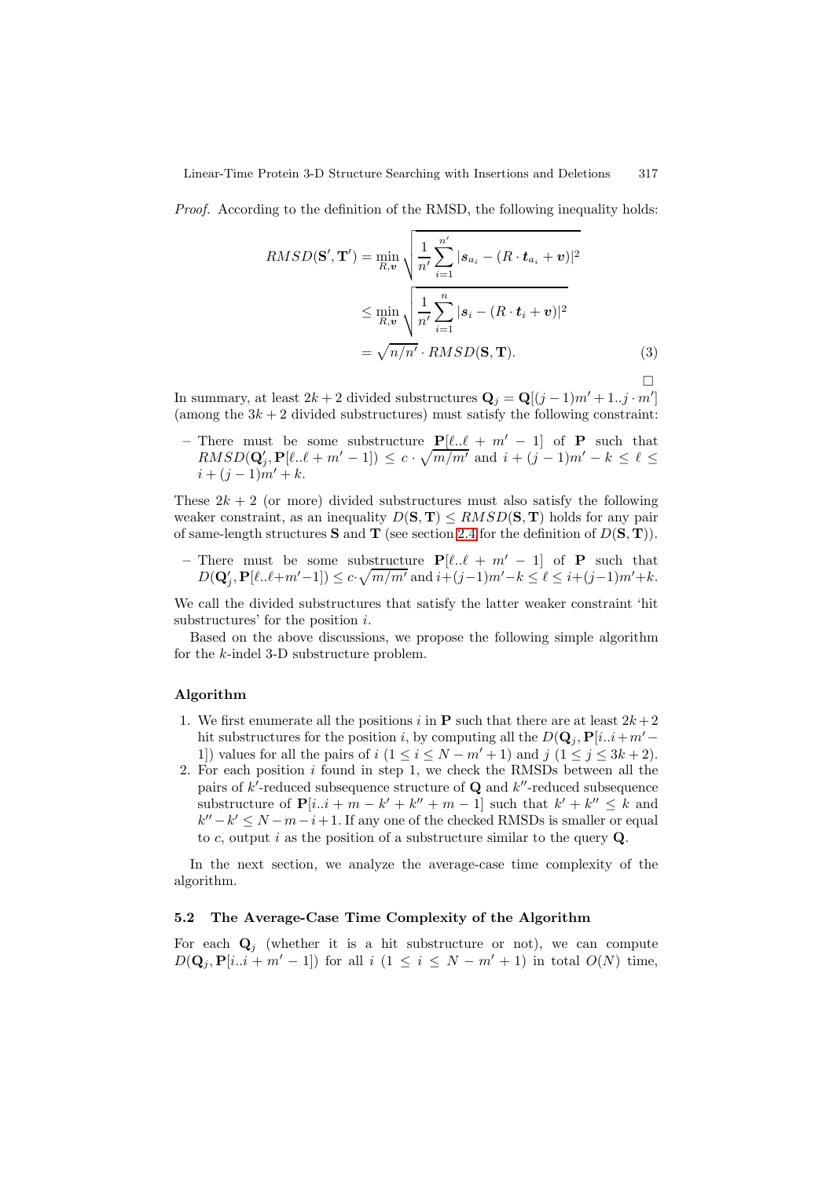*Proof.* According to the definition of the RMSD, the following inequality holds:

$$
\begin{aligned}
RMSD(\mathbf{S}', \mathbf{T}') &= \min_{R,\boldsymbol{v}} \sqrt{\frac{1}{n'} \sum_{i=1}^{n'} |\boldsymbol{s}_{a_i} - (R \cdot \boldsymbol{t}_{a_i} + \boldsymbol{v})|^2} \\
&\leq \min_{R,\boldsymbol{v}} \sqrt{\frac{1}{n'} \sum_{i=1}^{n} |\boldsymbol{s}_i - (R \cdot \boldsymbol{t}_i + \boldsymbol{v})|^2} \\
&= \sqrt{n/n'} \cdot RMSD(\mathbf{S}, \mathbf{T}). \qquad (3)
\end{aligned}
$$

□

In summary, at least $2k+2$ divided substructures $\mathbf{Q}_j = \mathbf{Q}[(j-1)m'+1..j \cdot m']$ (among the $3k+2$ divided substructures) must satisfy the following constraint:

– There must be some substructure $\mathbf{P}[\ell..\ell + m' - 1]$ of $\mathbf{P}$ such that $RMSD(\mathbf{Q}'_j, \mathbf{P}[\ell..\ell + m' - 1]) \leq c \cdot \sqrt{m/m'}$ and $i + (j-1)m' - k \leq \ell \leq i + (j-1)m' + k$.

These $2k+2$ (or more) divided substructures must also satisfy the following weaker constraint, as an inequality $D(\mathbf{S}, \mathbf{T}) \leq RMSD(\mathbf{S}, \mathbf{T})$ holds for any pair of same-length structures $\mathbf{S}$ and $\mathbf{T}$ (see section 2.4 for the definition of $D(\mathbf{S}, \mathbf{T})$).

– There must be some substructure $\mathbf{P}[\ell..\ell + m' - 1]$ of $\mathbf{P}$ such that $D(\mathbf{Q}'_j, \mathbf{P}[\ell..\ell+m'-1]) \leq c \cdot \sqrt{m/m'}$ and $i+(j-1)m'-k \leq \ell \leq i+(j-1)m'+k$.

We call the divided substructures that satisfy the latter weaker constraint 'hit substructures' for the position $i$.

Based on the above discussions, we propose the following simple algorithm for the $k$-indel 3-D substructure problem.

**Algorithm**

1. We first enumerate all the positions $i$ in $\mathbf{P}$ such that there are at least $2k+2$ hit substructures for the position $i$, by computing all the $D(\mathbf{Q}_j, \mathbf{P}[i..i+m'-1])$ values for all the pairs of $i$ $(1 \leq i \leq N - m' + 1)$ and $j$ $(1 \leq j \leq 3k+2)$.
2. For each position $i$ found in step 1, we check the RMSDs between all the pairs of $k'$-reduced subsequence structure of $\mathbf{Q}$ and $k''$-reduced subsequence substructure of $\mathbf{P}[i..i + m - k' + k'' + m - 1]$ such that $k' + k'' \leq k$ and $k'' - k' \leq N - m - i + 1$. If any one of the checked RMSDs is smaller or equal to $c$, output $i$ as the position of a substructure similar to the query $\mathbf{Q}$.

In the next section, we analyze the average-case time complexity of the algorithm.

### 5.2 The Average-Case Time Complexity of the Algorithm

For each $\mathbf{Q}_j$ (whether it is a hit substructure or not), we can compute $D(\mathbf{Q}_j, \mathbf{P}[i..i + m' - 1])$ for all $i$ $(1 \leq i \leq N - m' + 1)$ in total $O(N)$ time,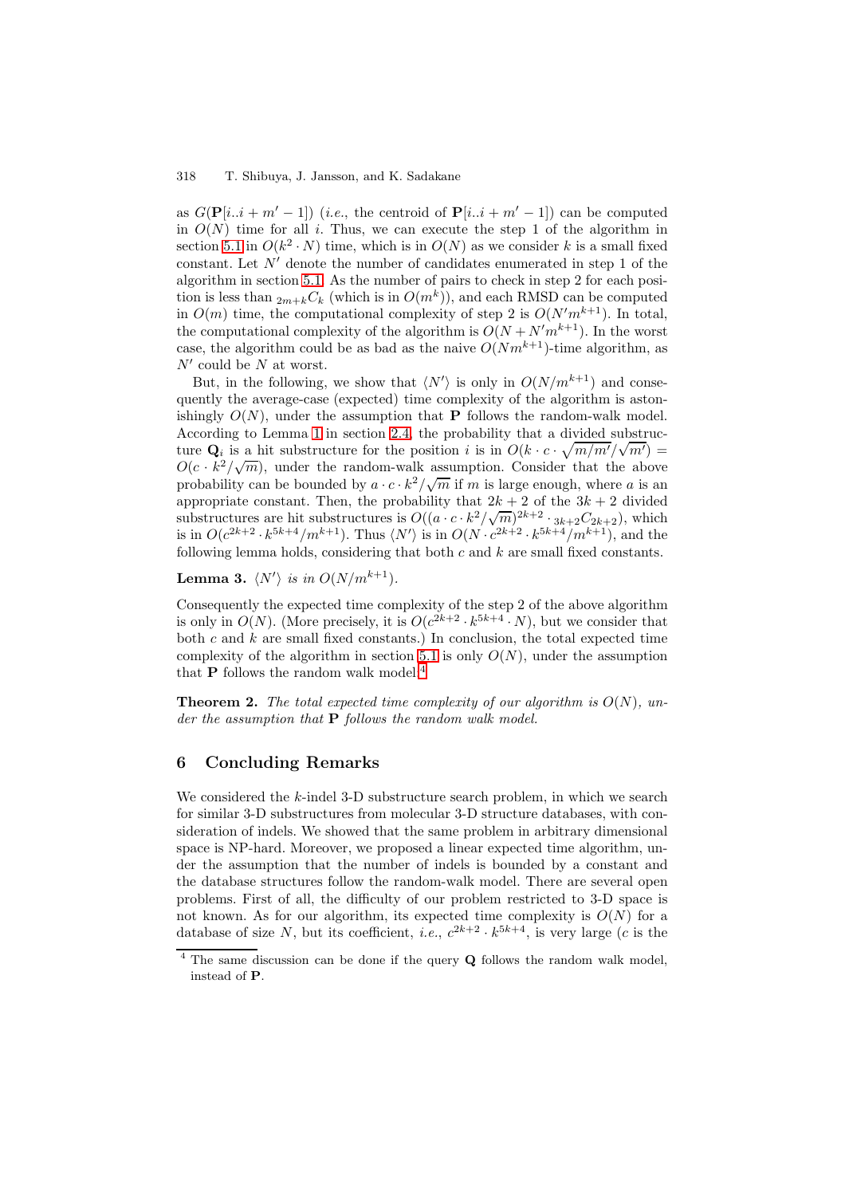as $G(\mathbf{P}[i..i+m'-1])$ (*i.e.*, the centroid of $\mathbf{P}[i..i+m'-1]$) can be computed in $O(N)$ time for all $i$. Thus, we can execute the step 1 of the algorithm in section 5.1 in $O(k^2 \cdot N)$ time, which is in $O(N)$ as we consider $k$ is a small fixed constant. Let $N'$ denote the number of candidates enumerated in step 1 of the algorithm in section 5.1. As the number of pairs to check in step 2 for each position is less than ${}_{2m+k}C_k$ (which is in $O(m^k)$), and each RMSD can be computed in $O(m)$ time, the computational complexity of step 2 is $O(N'm^{k+1})$. In total, the computational complexity of the algorithm is $O(N + N'm^{k+1})$. In the worst case, the algorithm could be as bad as the naive $O(Nm^{k+1})$-time algorithm, as $N'$ could be $N$ at worst.

But, in the following, we show that $\langle N' \rangle$ is only in $O(N/m^{k+1})$ and consequently the average-case (expected) time complexity of the algorithm is astonishingly $O(N)$, under the assumption that $\mathbf{P}$ follows the random-walk model. According to Lemma 1 in section 2.4, the probability that a divided substructure $\mathbf{Q}_i$ is a hit substructure for the position $i$ is in $O(k \cdot c \cdot \sqrt{m/m'}/\sqrt{m'}) = O(c \cdot k^2/\sqrt{m})$, under the random-walk assumption. Consider that the above probability can be bounded by $a \cdot c \cdot k^2/\sqrt{m}$ if $m$ is large enough, where $a$ is an appropriate constant. Then, the probability that $2k+2$ of the $3k+2$ divided substructures are hit substructures is $O((a \cdot c \cdot k^2/\sqrt{m})^{2k+2} \cdot {}_{3k+2}C_{2k+2})$, which is in $O(c^{2k+2} \cdot k^{5k+4}/m^{k+1})$. Thus $\langle N' \rangle$ is in $O(N \cdot c^{2k+2} \cdot k^{5k+4}/m^{k+1})$, and the following lemma holds, considering that both $c$ and $k$ are small fixed constants.

**Lemma 3.** *$\langle N' \rangle$ is in $O(N/m^{k+1})$.*

Consequently the expected time complexity of the step 2 of the above algorithm is only in $O(N)$. (More precisely, it is $O(c^{2k+2} \cdot k^{5k+4} \cdot N)$, but we consider that both $c$ and $k$ are small fixed constants.) In conclusion, the total expected time complexity of the algorithm in section 5.1 is only $O(N)$, under the assumption that $\mathbf{P}$ follows the random walk model.[4]

**Theorem 2.** *The total expected time complexity of our algorithm is $O(N)$, under the assumption that* $\mathbf{P}$ *follows the random walk model.*

## 6 Concluding Remarks

We considered the $k$-indel 3-D substructure search problem, in which we search for similar 3-D substructures from molecular 3-D structure databases, with consideration of indels. We showed that the same problem in arbitrary dimensional space is NP-hard. Moreover, we proposed a linear expected time algorithm, under the assumption that the number of indels is bounded by a constant and the database structures follow the random-walk model. There are several open problems. First of all, the difficulty of our problem restricted to 3-D space is not known. As for our algorithm, its expected time complexity is $O(N)$ for a database of size $N$, but its coefficient, *i.e.*, $c^{2k+2} \cdot k^{5k+4}$, is very large ($c$ is the

[4] The same discussion can be done if the query $\mathbf{Q}$ follows the random walk model, instead of $\mathbf{P}$.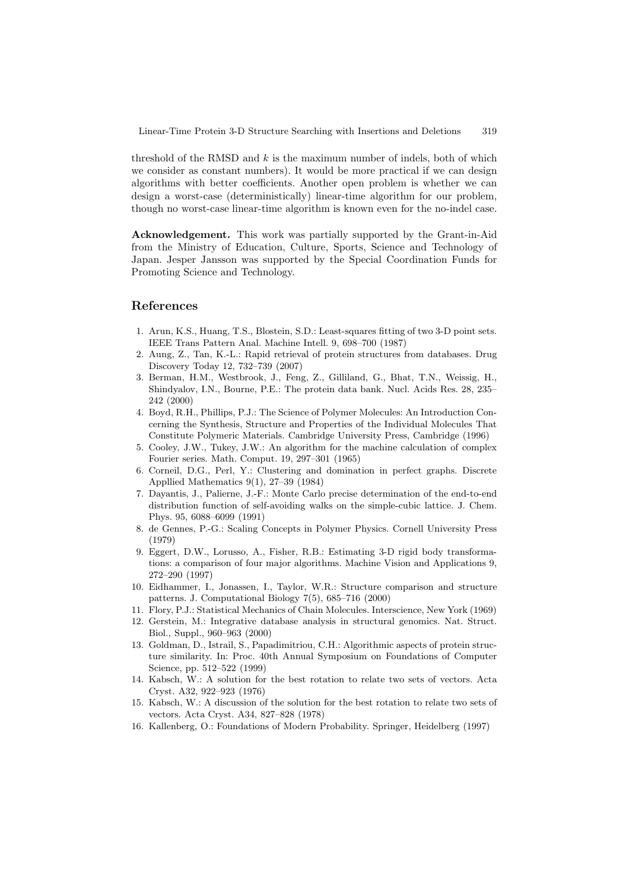threshold of the RMSD and $k$ is the maximum number of indels, both of which we consider as constant numbers). It would be more practical if we can design algorithms with better coefficients. Another open problem is whether we can design a worst-case (deterministically) linear-time algorithm for our problem, though no worst-case linear-time algorithm is known even for the no-indel case.

**Acknowledgement.** This work was partially supported by the Grant-in-Aid from the Ministry of Education, Culture, Sports, Science and Technology of Japan. Jesper Jansson was supported by the Special Coordination Funds for Promoting Science and Technology.

## References

1. Arun, K.S., Huang, T.S., Blostein, S.D.: Least-squares fitting of two 3-D point sets. IEEE Trans Pattern Anal. Machine Intell. 9, 698–700 (1987)
2. Aung, Z., Tan, K.-L.: Rapid retrieval of protein structures from databases. Drug Discovery Today 12, 732–739 (2007)
3. Berman, H.M., Westbrook, J., Feng, Z., Gilliland, G., Bhat, T.N., Weissig, H., Shindyalov, I.N., Bourne, P.E.: The protein data bank. Nucl. Acids Res. 28, 235–242 (2000)
4. Boyd, R.H., Phillips, P.J.: The Science of Polymer Molecules: An Introduction Concerning the Synthesis, Structure and Properties of the Individual Molecules That Constitute Polymeric Materials. Cambridge University Press, Cambridge (1996)
5. Cooley, J.W., Tukey, J.W.: An algorithm for the machine calculation of complex Fourier series. Math. Comput. 19, 297–301 (1965)
6. Corneil, D.G., Perl, Y.: Clustering and domination in perfect graphs. Discrete Appllied Mathematics 9(1), 27–39 (1984)
7. Dayantis, J., Palierne, J.-F.: Monte Carlo precise determination of the end-to-end distribution function of self-avoiding walks on the simple-cubic lattice. J. Chem. Phys. 95, 6088–6099 (1991)
8. de Gennes, P.-G.: Scaling Concepts in Polymer Physics. Cornell University Press (1979)
9. Eggert, D.W., Lorusso, A., Fisher, R.B.: Estimating 3-D rigid body transformations: a comparison of four major algorithms. Machine Vision and Applications 9, 272–290 (1997)
10. Eidhammer, I., Jonassen, I., Taylor, W.R.: Structure comparison and structure patterns. J. Computational Biology 7(5), 685–716 (2000)
11. Flory, P.J.: Statistical Mechanics of Chain Molecules. Interscience, New York (1969)
12. Gerstein, M.: Integrative database analysis in structural genomics. Nat. Struct. Biol., Suppl., 960–963 (2000)
13. Goldman, D., Istrail, S., Papadimitriou, C.H.: Algorithmic aspects of protein structure similarity. In: Proc. 40th Annual Symposium on Foundations of Computer Science, pp. 512–522 (1999)
14. Kabsch, W.: A solution for the best rotation to relate two sets of vectors. Acta Cryst. A32, 922–923 (1976)
15. Kabsch, W.: A discussion of the solution for the best rotation to relate two sets of vectors. Acta Cryst. A34, 827–828 (1978)
16. Kallenberg, O.: Foundations of Modern Probability. Springer, Heidelberg (1997)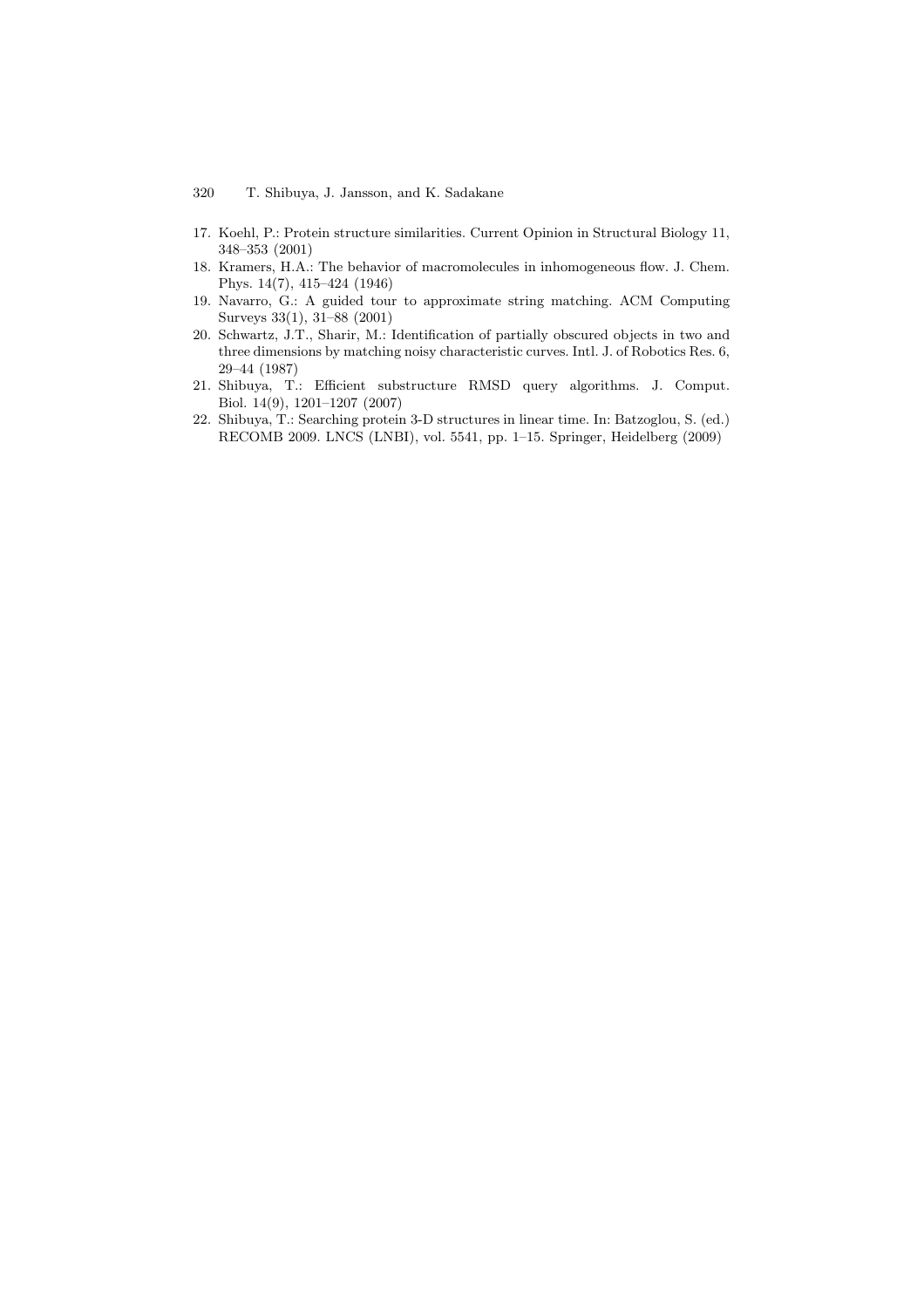17. Koehl, P.: Protein structure similarities. Current Opinion in Structural Biology 11, 348–353 (2001)
18. Kramers, H.A.: The behavior of macromolecules in inhomogeneous flow. J. Chem. Phys. 14(7), 415–424 (1946)
19. Navarro, G.: A guided tour to approximate string matching. ACM Computing Surveys 33(1), 31–88 (2001)
20. Schwartz, J.T., Sharir, M.: Identification of partially obscured objects in two and three dimensions by matching noisy characteristic curves. Intl. J. of Robotics Res. 6, 29–44 (1987)
21. Shibuya, T.: Efficient substructure RMSD query algorithms. J. Comput. Biol. 14(9), 1201–1207 (2007)
22. Shibuya, T.: Searching protein 3-D structures in linear time. In: Batzoglou, S. (ed.) RECOMB 2009. LNCS (LNBI), vol. 5541, pp. 1–15. Springer, Heidelberg (2009)